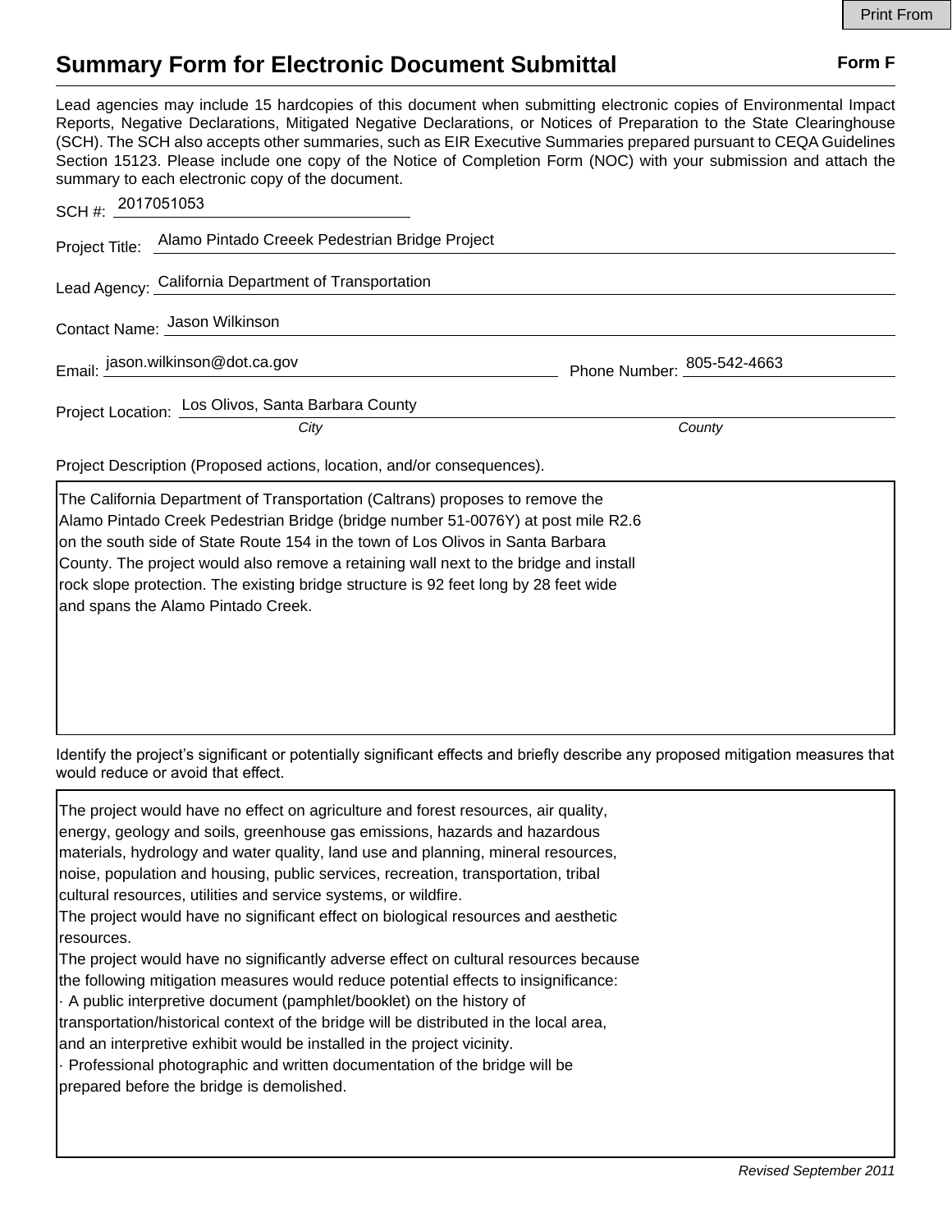# Summary Form for Electronic Document Submittal

**Form F**

Lead agencies may include 15 hardcopies of this document when submitting electronic copies of Environmental Impact Reports, Negative Declarations, Mitigated Negative Declarations, or Notices of Preparation to the State Clearinghouse (SCH). The SCH also accepts other summaries, such as EIR Executive Summaries prepared pursuant to CEQA Guidelines Section 15123. Please include one copy of the Notice of Completion Form (NOC) with your submission and attach the summary to each electronic copy of the document.

SCH #: 2017051053

Project Title: Alamo Pintado Creeek Pedestrian Bridge Project

Lead Agency: California Department of Transportation

Contact Name: Jason Wilkinson

Email: jason.wilkinson@dot.ca.gov Phone Number: 805-542-4663

Project Location: Los Olivos, Santa Barbara County

*City* *County*

Project Description (Proposed actions, location, and/or consequences).

The California Department of Transportation (Caltrans) proposes to remove the Alamo Pintado Creek Pedestrian Bridge (bridge number 51-0076Y) at post mile R2.6 on the south side of State Route 154 in the town of Los Olivos in Santa Barbara County. The project would also remove a retaining wall next to the bridge and install rock slope protection. The existing bridge structure is 92 feet long by 28 feet wide and spans the Alamo Pintado Creek.

Identify the project's significant or potentially significant effects and briefly describe any proposed mitigation measures that would reduce or avoid that effect.

The project would have no effect on agriculture and forest resources, air quality, energy, geology and soils, greenhouse gas emissions, hazards and hazardous materials, hydrology and water quality, land use and planning, mineral resources, noise, population and housing, public services, recreation, transportation, tribal cultural resources, utilities and service systems, or wildfire.

The project would have no significant effect on biological resources and aesthetic resources.

The project would have no significantly adverse effect on cultural resources because the following mitigation measures would reduce potential effects to insignificance:

- A public interpretive document (pamphlet/booklet) on the history of transportation/historical context of the bridge will be distributed in the local area, and an interpretive exhibit would be installed in the project vicinity.
- Professional photographic and written documentation of the bridge will be prepared before the bridge is demolished.

*Revised September 2011*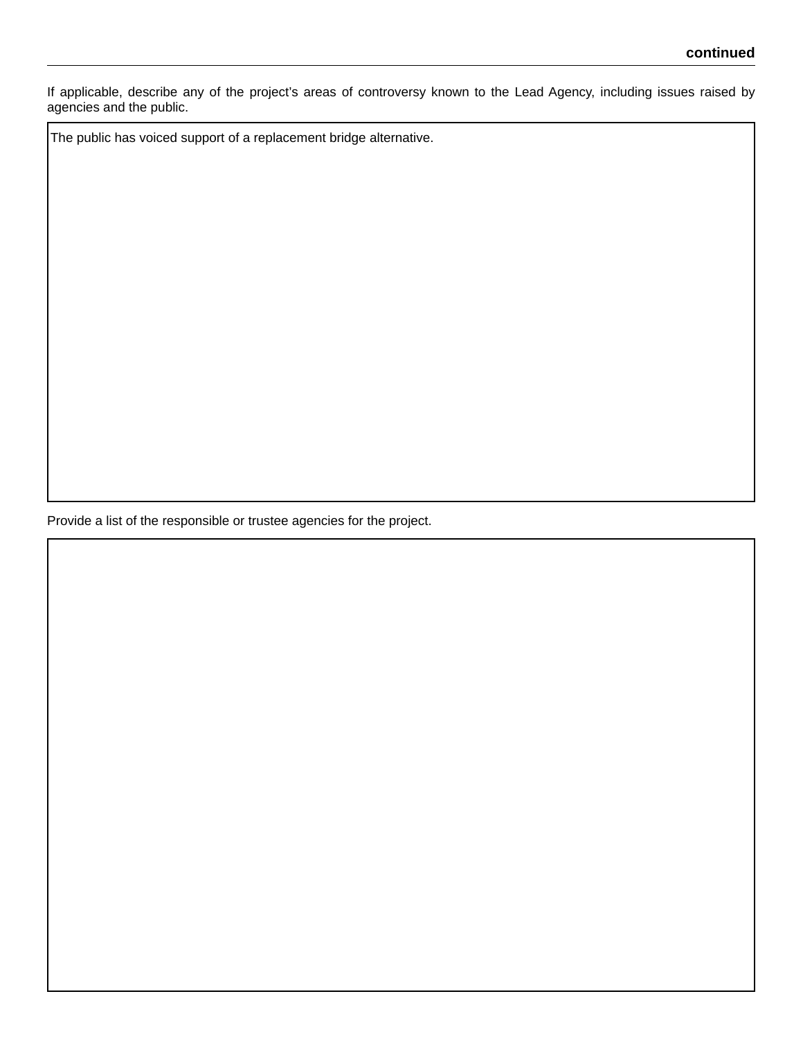**continued**

If applicable, describe any of the project's areas of controversy known to the Lead Agency, including issues raised by agencies and the public.

| |
|---|
| The public has voiced support of a replacement bridge alternative. |

Provide a list of the responsible or trustee agencies for the project.

| |
|---|
| |